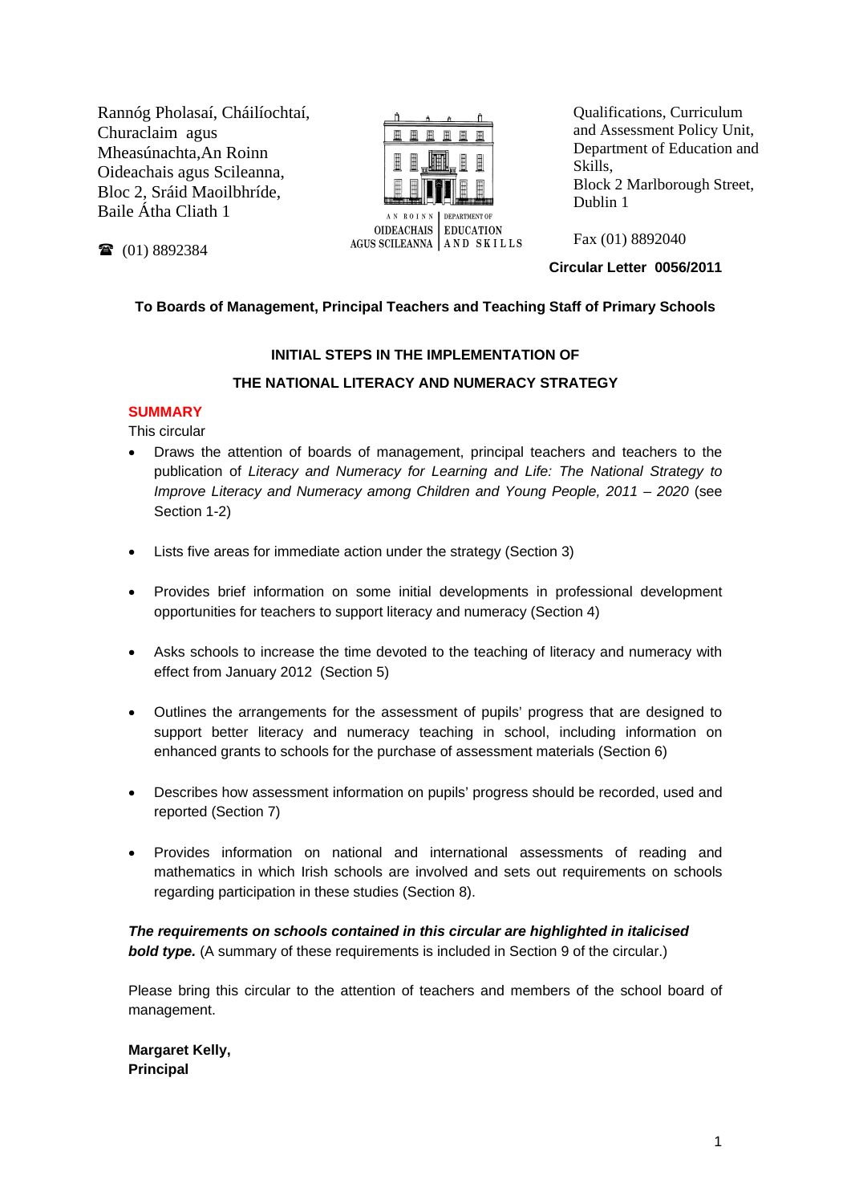Rannóg Pholasaí, Cháilíochtaí, Churaclaim agus Mheasúnachta,An Roinn Oideachais agus Scileanna, Bloc 2, Sráid Maoilbhríde, Baile Átha Cliath 1

☎ (01) 8892384

AN ROINN OIDEACHAIS AGUS SCILEANNA | DEPARTMENT OF EDUCATION AND SKILLS

Qualifications, Curriculum and Assessment Policy Unit, Department of Education and Skills, Block 2 Marlborough Street, Dublin 1

Fax (01) 8892040

**Circular Letter 0056/2011**

**To Boards of Management, Principal Teachers and Teaching Staff of Primary Schools**

**INITIAL STEPS IN THE IMPLEMENTATION OF**

**THE NATIONAL LITERACY AND NUMERACY STRATEGY**

**SUMMARY**

This circular

- Draws the attention of boards of management, principal teachers and teachers to the publication of *Literacy and Numeracy for Learning and Life: The National Strategy to Improve Literacy and Numeracy among Children and Young People, 2011 – 2020* (see Section 1-2)

- Lists five areas for immediate action under the strategy (Section 3)

- Provides brief information on some initial developments in professional development opportunities for teachers to support literacy and numeracy (Section 4)

- Asks schools to increase the time devoted to the teaching of literacy and numeracy with effect from January 2012 (Section 5)

- Outlines the arrangements for the assessment of pupils' progress that are designed to support better literacy and numeracy teaching in school, including information on enhanced grants to schools for the purchase of assessment materials (Section 6)

- Describes how assessment information on pupils' progress should be recorded, used and reported (Section 7)

- Provides information on national and international assessments of reading and mathematics in which Irish schools are involved and sets out requirements on schools regarding participation in these studies (Section 8).

***The requirements on schools contained in this circular are highlighted in italicised bold type.*** (A summary of these requirements is included in Section 9 of the circular.)

Please bring this circular to the attention of teachers and members of the school board of management.

**Margaret Kelly,**
**Principal**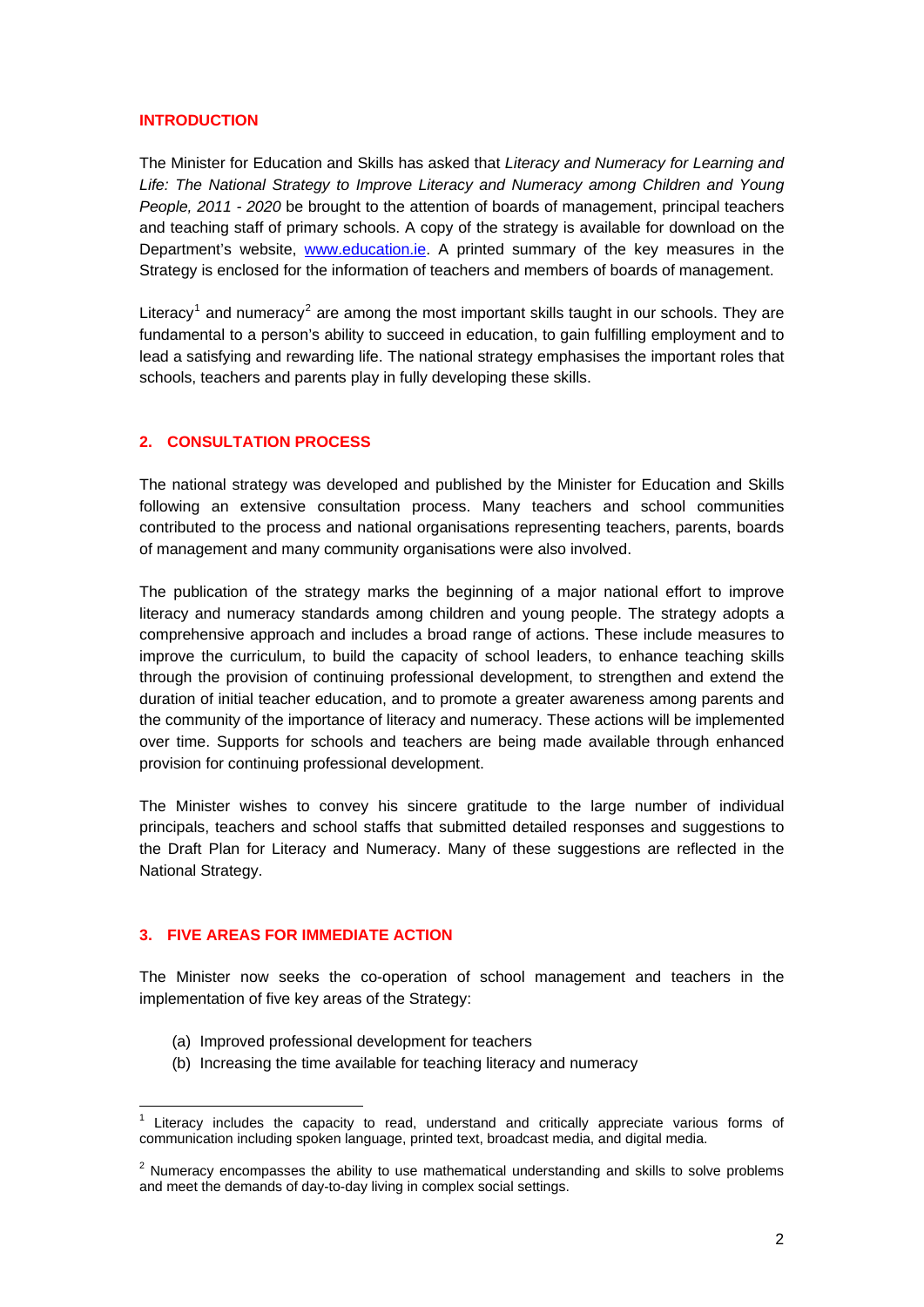## INTRODUCTION

The Minister for Education and Skills has asked that *Literacy and Numeracy for Learning and Life: The National Strategy to Improve Literacy and Numeracy among Children and Young People, 2011 - 2020* be brought to the attention of boards of management, principal teachers and teaching staff of primary schools. A copy of the strategy is available for download on the Department's website, www.education.ie. A printed summary of the key measures in the Strategy is enclosed for the information of teachers and members of boards of management.

Literacy[1] and numeracy[2] are among the most important skills taught in our schools. They are fundamental to a person's ability to succeed in education, to gain fulfilling employment and to lead a satisfying and rewarding life. The national strategy emphasises the important roles that schools, teachers and parents play in fully developing these skills.

## 2. CONSULTATION PROCESS

The national strategy was developed and published by the Minister for Education and Skills following an extensive consultation process. Many teachers and school communities contributed to the process and national organisations representing teachers, parents, boards of management and many community organisations were also involved.

The publication of the strategy marks the beginning of a major national effort to improve literacy and numeracy standards among children and young people. The strategy adopts a comprehensive approach and includes a broad range of actions. These include measures to improve the curriculum, to build the capacity of school leaders, to enhance teaching skills through the provision of continuing professional development, to strengthen and extend the duration of initial teacher education, and to promote a greater awareness among parents and the community of the importance of literacy and numeracy. These actions will be implemented over time. Supports for schools and teachers are being made available through enhanced provision for continuing professional development.

The Minister wishes to convey his sincere gratitude to the large number of individual principals, teachers and school staffs that submitted detailed responses and suggestions to the Draft Plan for Literacy and Numeracy. Many of these suggestions are reflected in the National Strategy.

## 3. FIVE AREAS FOR IMMEDIATE ACTION

The Minister now seeks the co-operation of school management and teachers in the implementation of five key areas of the Strategy:

(a) Improved professional development for teachers
(b) Increasing the time available for teaching literacy and numeracy

---

[1] Literacy includes the capacity to read, understand and critically appreciate various forms of communication including spoken language, printed text, broadcast media, and digital media.

[2] Numeracy encompasses the ability to use mathematical understanding and skills to solve problems and meet the demands of day-to-day living in complex social settings.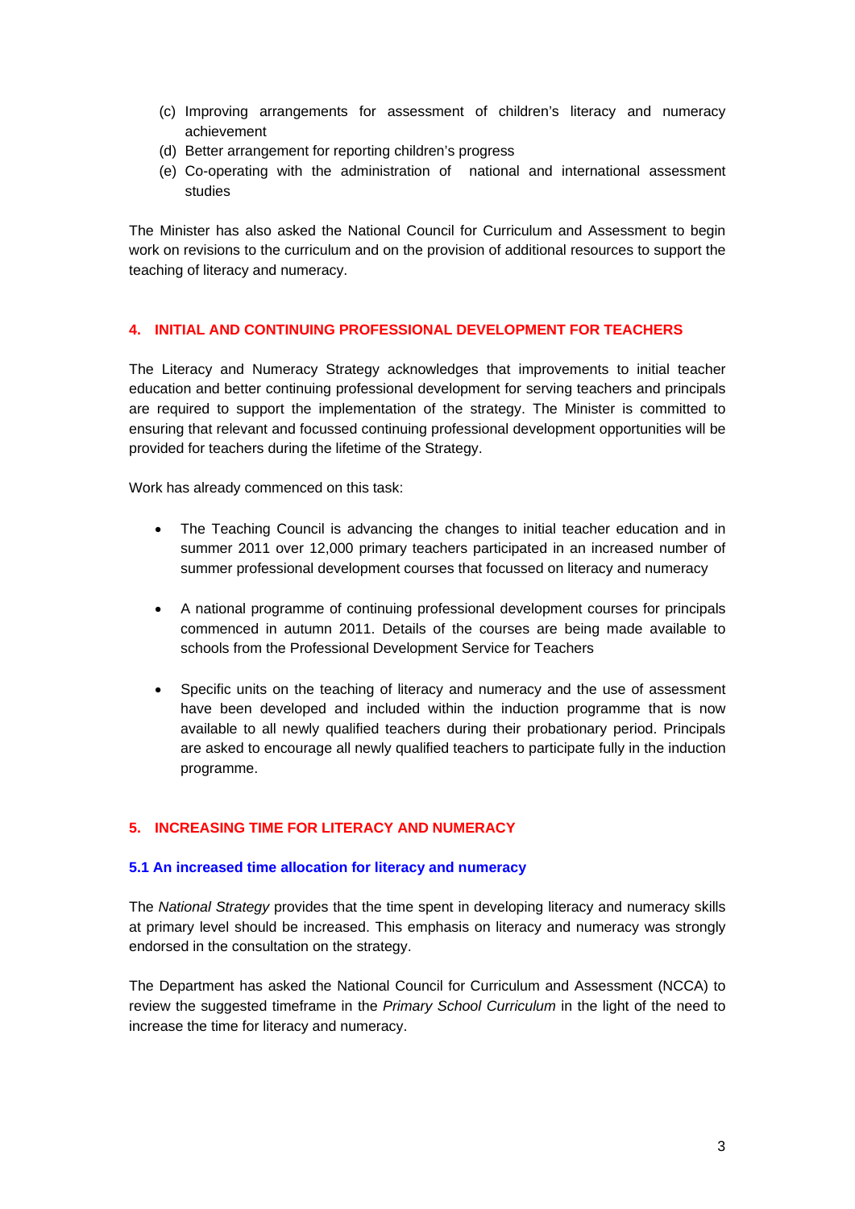(c) Improving arrangements for assessment of children's literacy and numeracy achievement
(d) Better arrangement for reporting children's progress
(e) Co-operating with the administration of national and international assessment studies

The Minister has also asked the National Council for Curriculum and Assessment to begin work on revisions to the curriculum and on the provision of additional resources to support the teaching of literacy and numeracy.

## 4. INITIAL AND CONTINUING PROFESSIONAL DEVELOPMENT FOR TEACHERS

The Literacy and Numeracy Strategy acknowledges that improvements to initial teacher education and better continuing professional development for serving teachers and principals are required to support the implementation of the strategy. The Minister is committed to ensuring that relevant and focussed continuing professional development opportunities will be provided for teachers during the lifetime of the Strategy.

Work has already commenced on this task:

- The Teaching Council is advancing the changes to initial teacher education and in summer 2011 over 12,000 primary teachers participated in an increased number of summer professional development courses that focussed on literacy and numeracy

- A national programme of continuing professional development courses for principals commenced in autumn 2011. Details of the courses are being made available to schools from the Professional Development Service for Teachers

- Specific units on the teaching of literacy and numeracy and the use of assessment have been developed and included within the induction programme that is now available to all newly qualified teachers during their probationary period. Principals are asked to encourage all newly qualified teachers to participate fully in the induction programme.

## 5. INCREASING TIME FOR LITERACY AND NUMERACY

### 5.1 An increased time allocation for literacy and numeracy

The *National Strategy* provides that the time spent in developing literacy and numeracy skills at primary level should be increased. This emphasis on literacy and numeracy was strongly endorsed in the consultation on the strategy.

The Department has asked the National Council for Curriculum and Assessment (NCCA) to review the suggested timeframe in the *Primary School Curriculum* in the light of the need to increase the time for literacy and numeracy.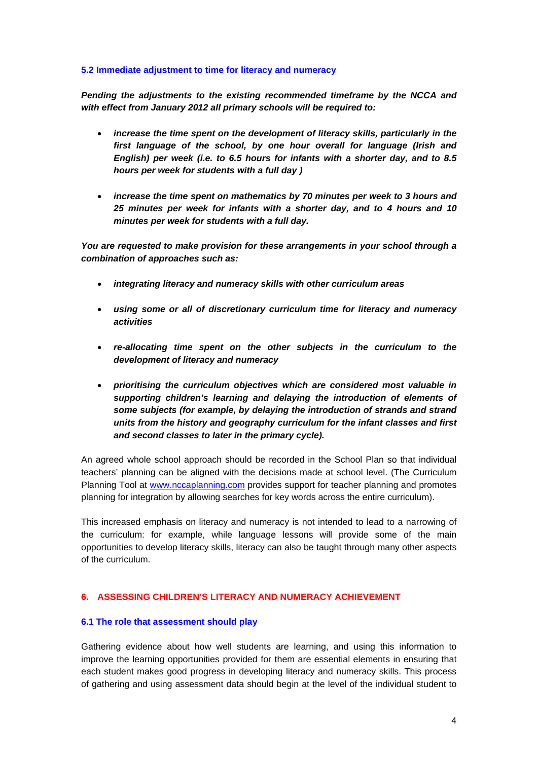### 5.2 Immediate adjustment to time for literacy and numeracy

***Pending the adjustments to the existing recommended timeframe by the NCCA and with effect from January 2012 all primary schools will be required to:***

- ***increase the time spent on the development of literacy skills, particularly in the first language of the school, by one hour overall for language (Irish and English) per week (i.e. to 6.5 hours for infants with a shorter day, and to 8.5 hours per week for students with a full day )***
- ***increase the time spent on mathematics by 70 minutes per week to 3 hours and 25 minutes per week for infants with a shorter day, and to 4 hours and 10 minutes per week for students with a full day.***

***You are requested to make provision for these arrangements in your school through a combination of approaches such as:***

- ***integrating literacy and numeracy skills with other curriculum areas***
- ***using some or all of discretionary curriculum time for literacy and numeracy activities***
- ***re-allocating time spent on the other subjects in the curriculum to the development of literacy and numeracy***
- ***prioritising the curriculum objectives which are considered most valuable in supporting children's learning and delaying the introduction of elements of some subjects (for example, by delaying the introduction of strands and strand units from the history and geography curriculum for the infant classes and first and second classes to later in the primary cycle).***

An agreed whole school approach should be recorded in the School Plan so that individual teachers' planning can be aligned with the decisions made at school level. (The Curriculum Planning Tool at www.nccaplanning.com provides support for teacher planning and promotes planning for integration by allowing searches for key words across the entire curriculum).

This increased emphasis on literacy and numeracy is not intended to lead to a narrowing of the curriculum: for example, while language lessons will provide some of the main opportunities to develop literacy skills, literacy can also be taught through many other aspects of the curriculum.

## 6. ASSESSING CHILDREN'S LITERACY AND NUMERACY ACHIEVEMENT

### 6.1 The role that assessment should play

Gathering evidence about how well students are learning, and using this information to improve the learning opportunities provided for them are essential elements in ensuring that each student makes good progress in developing literacy and numeracy skills. This process of gathering and using assessment data should begin at the level of the individual student to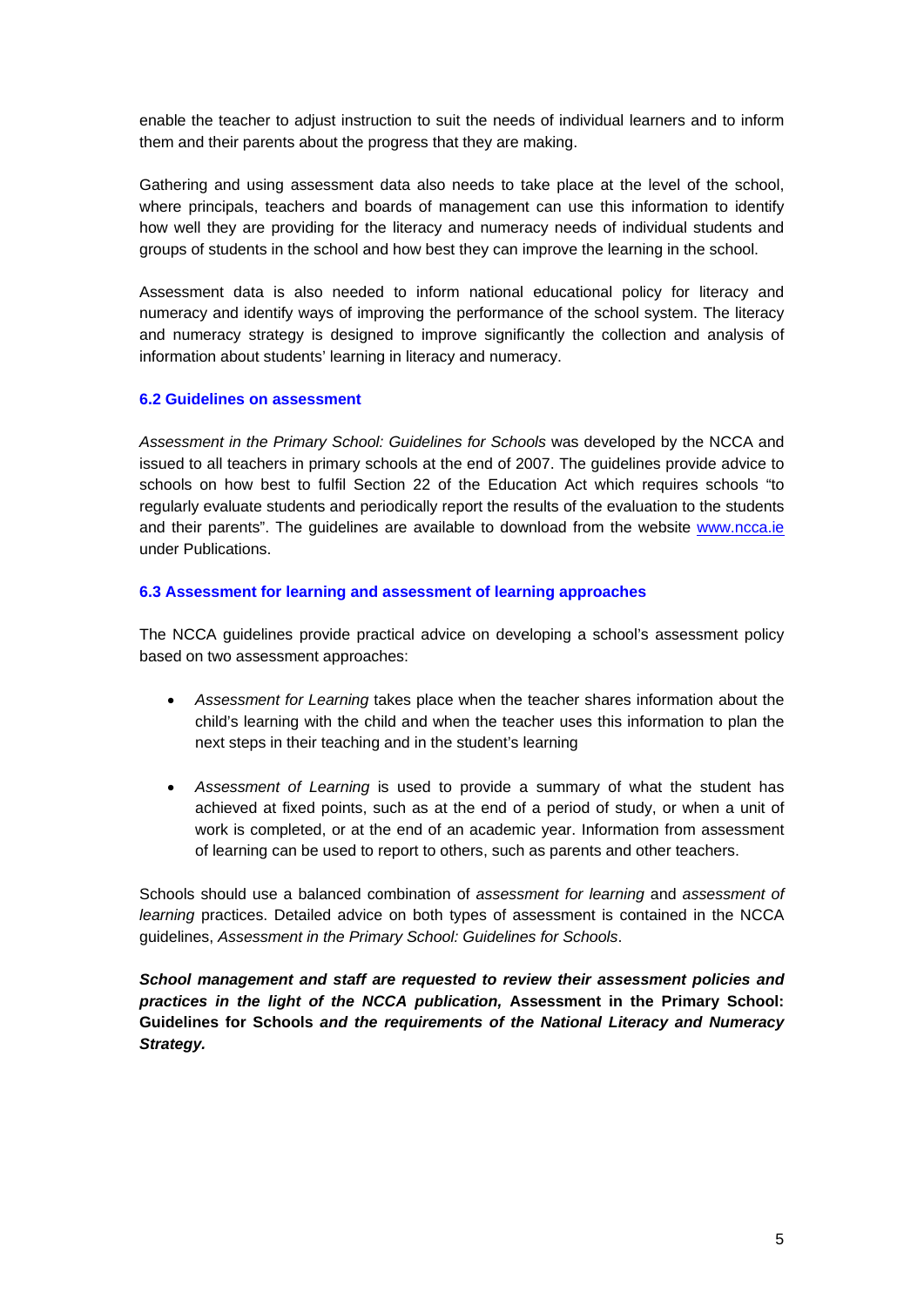enable the teacher to adjust instruction to suit the needs of individual learners and to inform them and their parents about the progress that they are making.

Gathering and using assessment data also needs to take place at the level of the school, where principals, teachers and boards of management can use this information to identify how well they are providing for the literacy and numeracy needs of individual students and groups of students in the school and how best they can improve the learning in the school.

Assessment data is also needed to inform national educational policy for literacy and numeracy and identify ways of improving the performance of the school system. The literacy and numeracy strategy is designed to improve significantly the collection and analysis of information about students' learning in literacy and numeracy.

### 6.2 Guidelines on assessment

*Assessment in the Primary School: Guidelines for Schools* was developed by the NCCA and issued to all teachers in primary schools at the end of 2007. The guidelines provide advice to schools on how best to fulfil Section 22 of the Education Act which requires schools "to regularly evaluate students and periodically report the results of the evaluation to the students and their parents". The guidelines are available to download from the website [www.ncca.ie](http://www.ncca.ie) under Publications.

### 6.3 Assessment for learning and assessment of learning approaches

The NCCA guidelines provide practical advice on developing a school's assessment policy based on two assessment approaches:

- *Assessment for Learning* takes place when the teacher shares information about the child's learning with the child and when the teacher uses this information to plan the next steps in their teaching and in the student's learning

- *Assessment of Learning* is used to provide a summary of what the student has achieved at fixed points, such as at the end of a period of study, or when a unit of work is completed, or at the end of an academic year. Information from assessment of learning can be used to report to others, such as parents and other teachers.

Schools should use a balanced combination of *assessment for learning* and *assessment of learning* practices. Detailed advice on both types of assessment is contained in the NCCA guidelines, *Assessment in the Primary School: Guidelines for Schools*.

***School management and staff are requested to review their assessment policies and practices in the light of the NCCA publication,* Assessment in the Primary School: Guidelines for Schools *and the requirements of the National Literacy and Numeracy Strategy.***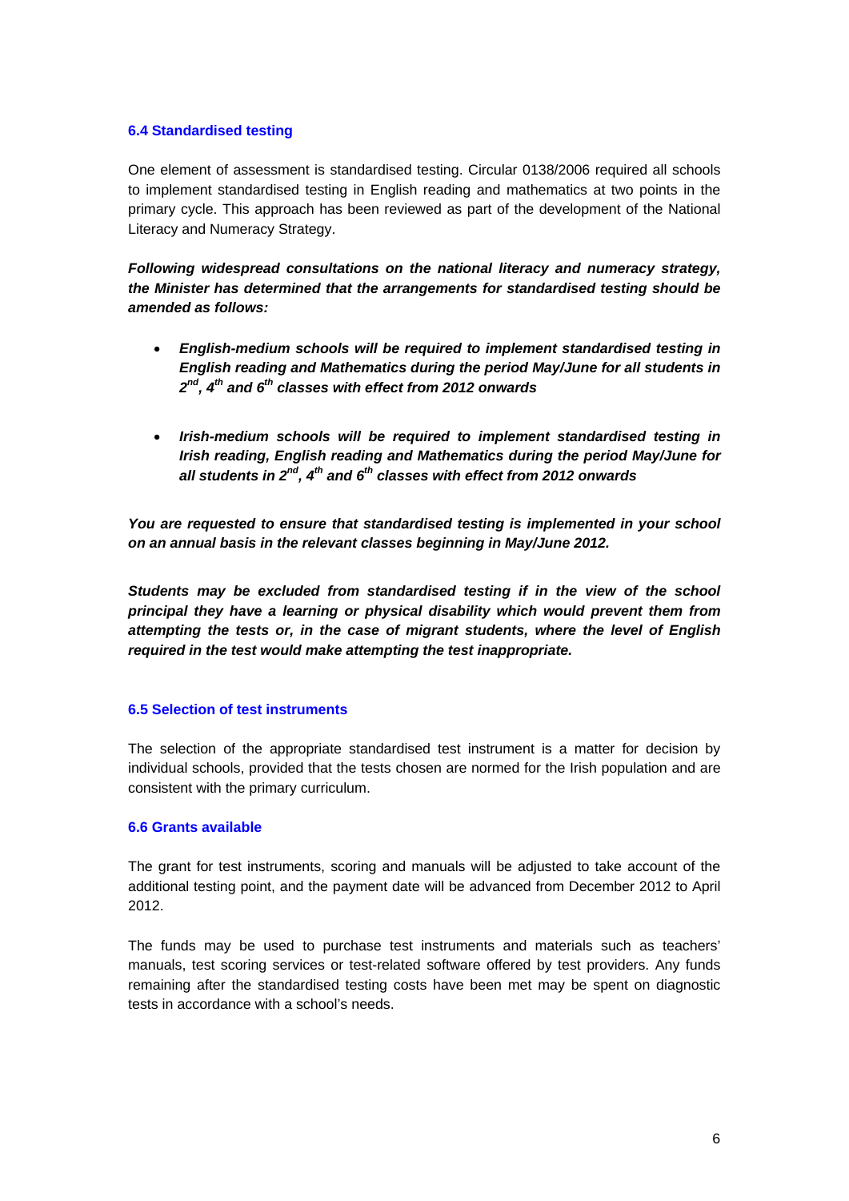### 6.4 Standardised testing

One element of assessment is standardised testing. Circular 0138/2006 required all schools to implement standardised testing in English reading and mathematics at two points in the primary cycle. This approach has been reviewed as part of the development of the National Literacy and Numeracy Strategy.

***Following widespread consultations on the national literacy and numeracy strategy, the Minister has determined that the arrangements for standardised testing should be amended as follows:***

- ***English-medium schools will be required to implement standardised testing in English reading and Mathematics during the period May/June for all students in 2nd, 4th and 6th classes with effect from 2012 onwards***

- ***Irish-medium schools will be required to implement standardised testing in Irish reading, English reading and Mathematics during the period May/June for all students in 2nd, 4th and 6th classes with effect from 2012 onwards***

***You are requested to ensure that standardised testing is implemented in your school on an annual basis in the relevant classes beginning in May/June 2012.***

***Students may be excluded from standardised testing if in the view of the school principal they have a learning or physical disability which would prevent them from attempting the tests or, in the case of migrant students, where the level of English required in the test would make attempting the test inappropriate.***

### 6.5 Selection of test instruments

The selection of the appropriate standardised test instrument is a matter for decision by individual schools, provided that the tests chosen are normed for the Irish population and are consistent with the primary curriculum.

### 6.6 Grants available

The grant for test instruments, scoring and manuals will be adjusted to take account of the additional testing point, and the payment date will be advanced from December 2012 to April 2012.

The funds may be used to purchase test instruments and materials such as teachers' manuals, test scoring services or test-related software offered by test providers. Any funds remaining after the standardised testing costs have been met may be spent on diagnostic tests in accordance with a school's needs.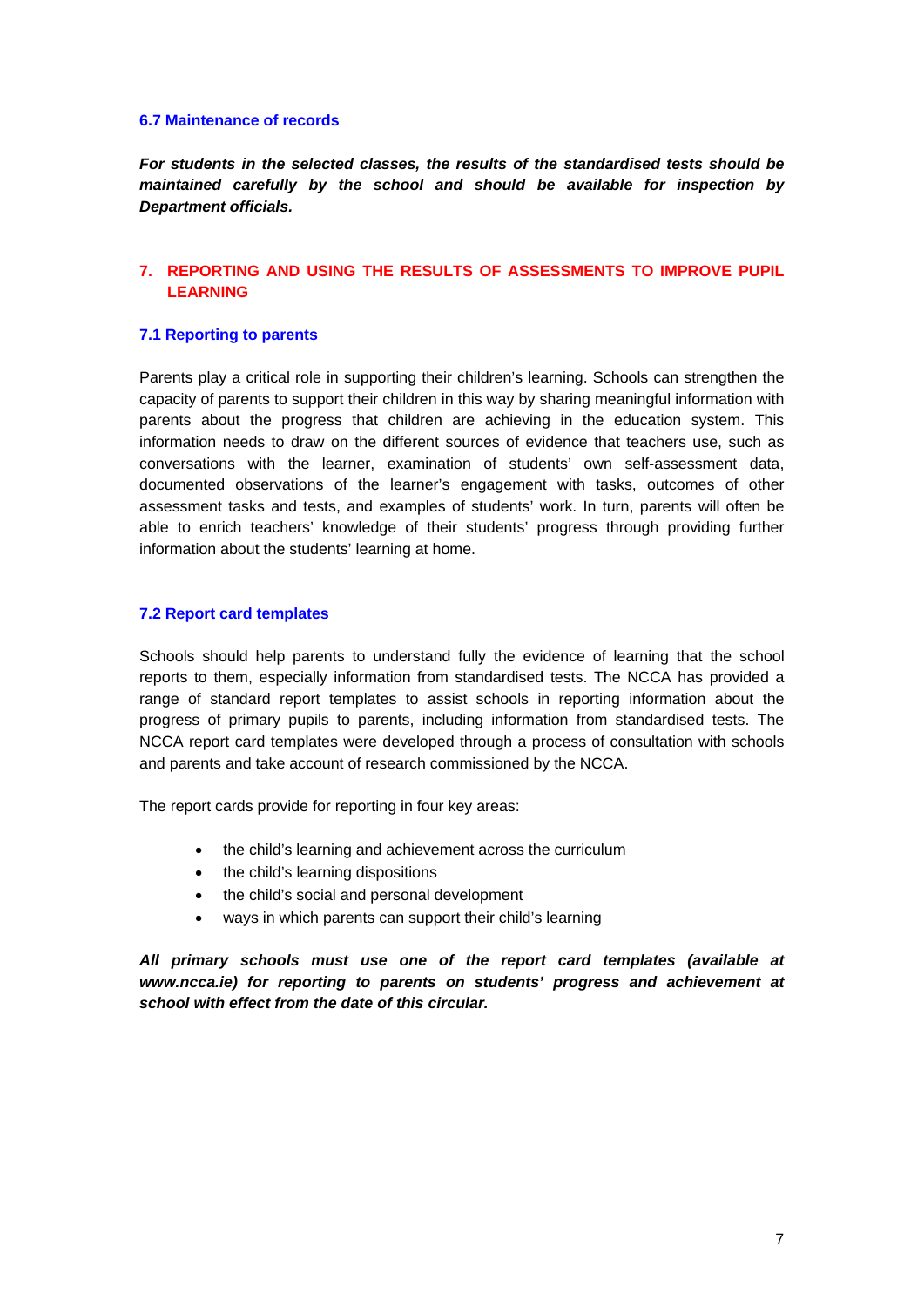### 6.7 Maintenance of records

***For students in the selected classes, the results of the standardised tests should be maintained carefully by the school and should be available for inspection by Department officials.***

## 7. REPORTING AND USING THE RESULTS OF ASSESSMENTS TO IMPROVE PUPIL LEARNING

### 7.1 Reporting to parents

Parents play a critical role in supporting their children's learning. Schools can strengthen the capacity of parents to support their children in this way by sharing meaningful information with parents about the progress that children are achieving in the education system. This information needs to draw on the different sources of evidence that teachers use, such as conversations with the learner, examination of students' own self-assessment data, documented observations of the learner's engagement with tasks, outcomes of other assessment tasks and tests, and examples of students' work. In turn, parents will often be able to enrich teachers' knowledge of their students' progress through providing further information about the students' learning at home.

### 7.2 Report card templates

Schools should help parents to understand fully the evidence of learning that the school reports to them, especially information from standardised tests. The NCCA has provided a range of standard report templates to assist schools in reporting information about the progress of primary pupils to parents, including information from standardised tests. The NCCA report card templates were developed through a process of consultation with schools and parents and take account of research commissioned by the NCCA.

The report cards provide for reporting in four key areas:

- the child's learning and achievement across the curriculum
- the child's learning dispositions
- the child's social and personal development
- ways in which parents can support their child's learning

***All primary schools must use one of the report card templates (available at www.ncca.ie) for reporting to parents on students' progress and achievement at school with effect from the date of this circular.***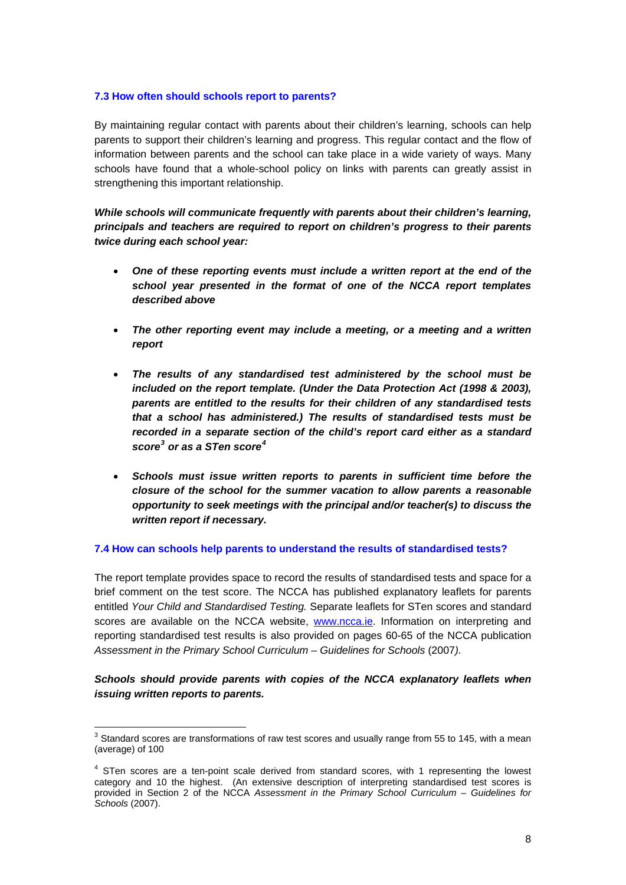### 7.3 How often should schools report to parents?

By maintaining regular contact with parents about their children's learning, schools can help parents to support their children's learning and progress. This regular contact and the flow of information between parents and the school can take place in a wide variety of ways. Many schools have found that a whole-school policy on links with parents can greatly assist in strengthening this important relationship.

***While schools will communicate frequently with parents about their children's learning, principals and teachers are required to report on children's progress to their parents twice during each school year:***

- ***One of these reporting events must include a written report at the end of the school year presented in the format of one of the NCCA report templates described above***
- ***The other reporting event may include a meeting, or a meeting and a written report***
- ***The results of any standardised test administered by the school must be included on the report template. (Under the Data Protection Act (1998 & 2003), parents are entitled to the results for their children of any standardised tests that a school has administered.) The results of standardised tests must be recorded in a separate section of the child's report card either as a standard score[3] or as a STen score[4]***
- ***Schools must issue written reports to parents in sufficient time before the closure of the school for the summer vacation to allow parents a reasonable opportunity to seek meetings with the principal and/or teacher(s) to discuss the written report if necessary.***

### 7.4 How can schools help parents to understand the results of standardised tests?

The report template provides space to record the results of standardised tests and space for a brief comment on the test score. The NCCA has published explanatory leaflets for parents entitled *Your Child and Standardised Testing.* Separate leaflets for STen scores and standard scores are available on the NCCA website, www.ncca.ie. Information on interpreting and reporting standardised test results is also provided on pages 60-65 of the NCCA publication *Assessment in the Primary School Curriculum – Guidelines for Schools* (2007).

***Schools should provide parents with copies of the NCCA explanatory leaflets when issuing written reports to parents.***

---

[3] Standard scores are transformations of raw test scores and usually range from 55 to 145, with a mean (average) of 100

[4] STen scores are a ten-point scale derived from standard scores, with 1 representing the lowest category and 10 the highest. (An extensive description of interpreting standardised test scores is provided in Section 2 of the NCCA *Assessment in the Primary School Curriculum – Guidelines for Schools* (2007).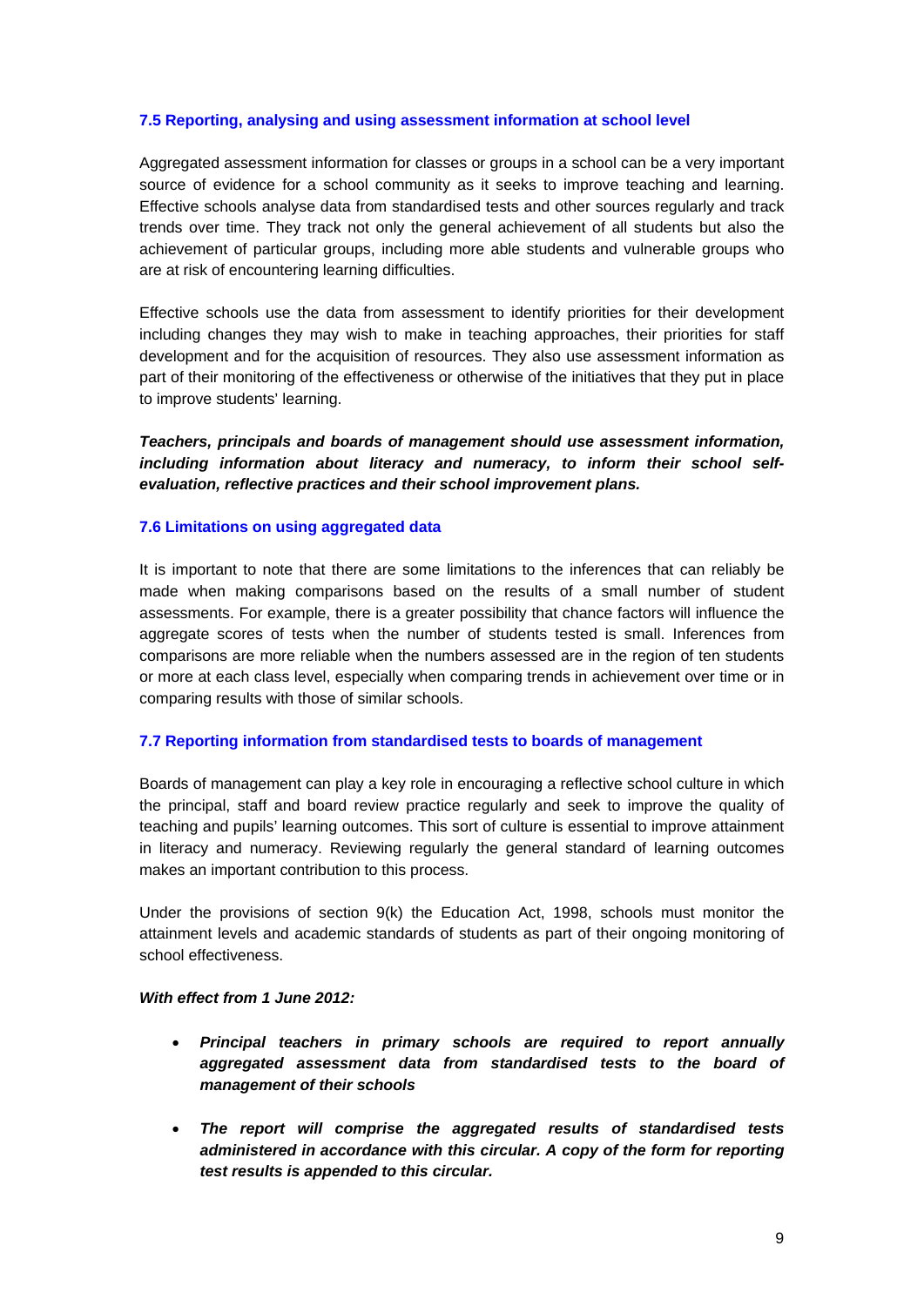### 7.5 Reporting, analysing and using assessment information at school level

Aggregated assessment information for classes or groups in a school can be a very important source of evidence for a school community as it seeks to improve teaching and learning. Effective schools analyse data from standardised tests and other sources regularly and track trends over time. They track not only the general achievement of all students but also the achievement of particular groups, including more able students and vulnerable groups who are at risk of encountering learning difficulties.

Effective schools use the data from assessment to identify priorities for their development including changes they may wish to make in teaching approaches, their priorities for staff development and for the acquisition of resources. They also use assessment information as part of their monitoring of the effectiveness or otherwise of the initiatives that they put in place to improve students' learning.

***Teachers, principals and boards of management should use assessment information, including information about literacy and numeracy, to inform their school self-evaluation, reflective practices and their school improvement plans.***

### 7.6 Limitations on using aggregated data

It is important to note that there are some limitations to the inferences that can reliably be made when making comparisons based on the results of a small number of student assessments. For example, there is a greater possibility that chance factors will influence the aggregate scores of tests when the number of students tested is small. Inferences from comparisons are more reliable when the numbers assessed are in the region of ten students or more at each class level, especially when comparing trends in achievement over time or in comparing results with those of similar schools.

### 7.7 Reporting information from standardised tests to boards of management

Boards of management can play a key role in encouraging a reflective school culture in which the principal, staff and board review practice regularly and seek to improve the quality of teaching and pupils' learning outcomes. This sort of culture is essential to improve attainment in literacy and numeracy. Reviewing regularly the general standard of learning outcomes makes an important contribution to this process.

Under the provisions of section 9(k) the Education Act, 1998, schools must monitor the attainment levels and academic standards of students as part of their ongoing monitoring of school effectiveness.

***With effect from 1 June 2012:***

- ***Principal teachers in primary schools are required to report annually aggregated assessment data from standardised tests to the board of management of their schools***
- ***The report will comprise the aggregated results of standardised tests administered in accordance with this circular. A copy of the form for reporting test results is appended to this circular.***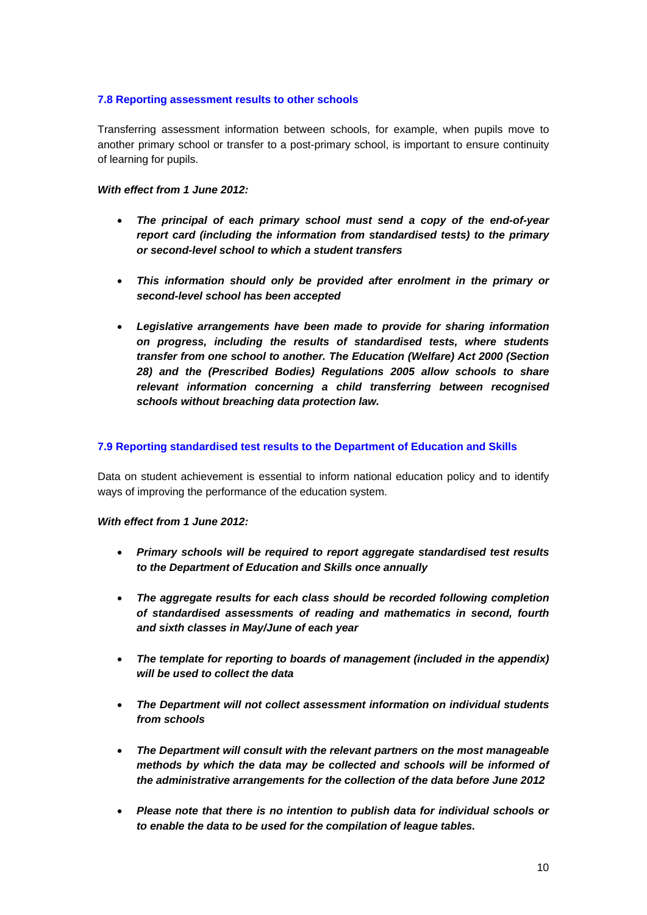### 7.8 Reporting assessment results to other schools

Transferring assessment information between schools, for example, when pupils move to another primary school or transfer to a post-primary school, is important to ensure continuity of learning for pupils.

***With effect from 1 June 2012:***

- ***The principal of each primary school must send a copy of the end-of-year report card (including the information from standardised tests) to the primary or second-level school to which a student transfers***
- ***This information should only be provided after enrolment in the primary or second-level school has been accepted***
- ***Legislative arrangements have been made to provide for sharing information on progress, including the results of standardised tests, where students transfer from one school to another. The Education (Welfare) Act 2000 (Section 28) and the (Prescribed Bodies) Regulations 2005 allow schools to share relevant information concerning a child transferring between recognised schools without breaching data protection law.***

### 7.9 Reporting standardised test results to the Department of Education and Skills

Data on student achievement is essential to inform national education policy and to identify ways of improving the performance of the education system.

***With effect from 1 June 2012:***

- ***Primary schools will be required to report aggregate standardised test results to the Department of Education and Skills once annually***
- ***The aggregate results for each class should be recorded following completion of standardised assessments of reading and mathematics in second, fourth and sixth classes in May/June of each year***
- ***The template for reporting to boards of management (included in the appendix) will be used to collect the data***
- ***The Department will not collect assessment information on individual students from schools***
- ***The Department will consult with the relevant partners on the most manageable methods by which the data may be collected and schools will be informed of the administrative arrangements for the collection of the data before June 2012***
- ***Please note that there is no intention to publish data for individual schools or to enable the data to be used for the compilation of league tables.***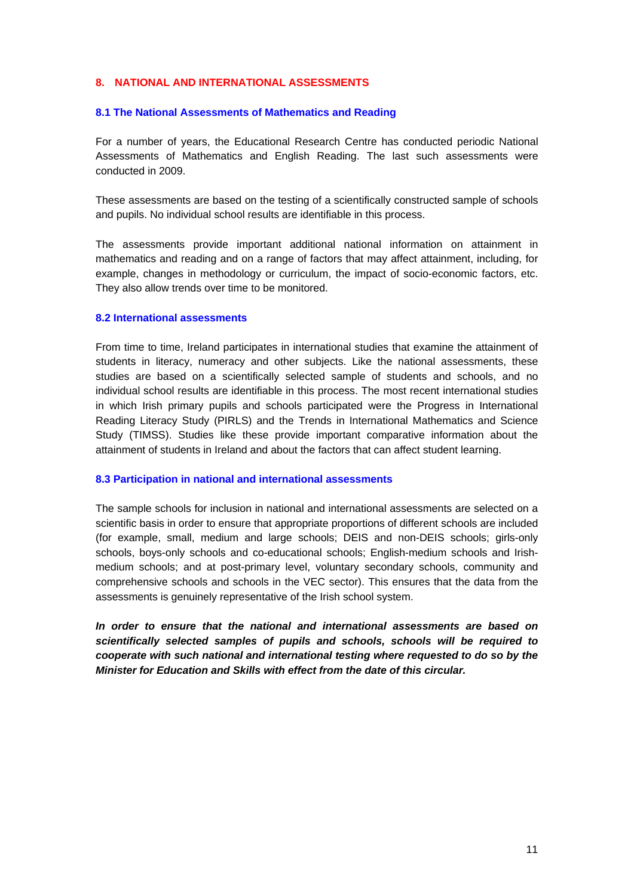## 8. NATIONAL AND INTERNATIONAL ASSESSMENTS

### 8.1 The National Assessments of Mathematics and Reading

For a number of years, the Educational Research Centre has conducted periodic National Assessments of Mathematics and English Reading. The last such assessments were conducted in 2009.

These assessments are based on the testing of a scientifically constructed sample of schools and pupils. No individual school results are identifiable in this process.

The assessments provide important additional national information on attainment in mathematics and reading and on a range of factors that may affect attainment, including, for example, changes in methodology or curriculum, the impact of socio-economic factors, etc. They also allow trends over time to be monitored.

### 8.2 International assessments

From time to time, Ireland participates in international studies that examine the attainment of students in literacy, numeracy and other subjects. Like the national assessments, these studies are based on a scientifically selected sample of students and schools, and no individual school results are identifiable in this process. The most recent international studies in which Irish primary pupils and schools participated were the Progress in International Reading Literacy Study (PIRLS) and the Trends in International Mathematics and Science Study (TIMSS). Studies like these provide important comparative information about the attainment of students in Ireland and about the factors that can affect student learning.

### 8.3 Participation in national and international assessments

The sample schools for inclusion in national and international assessments are selected on a scientific basis in order to ensure that appropriate proportions of different schools are included (for example, small, medium and large schools; DEIS and non-DEIS schools; girls-only schools, boys-only schools and co-educational schools; English-medium schools and Irish-medium schools; and at post-primary level, voluntary secondary schools, community and comprehensive schools and schools in the VEC sector). This ensures that the data from the assessments is genuinely representative of the Irish school system.

***In order to ensure that the national and international assessments are based on scientifically selected samples of pupils and schools, schools will be required to cooperate with such national and international testing where requested to do so by the Minister for Education and Skills with effect from the date of this circular.***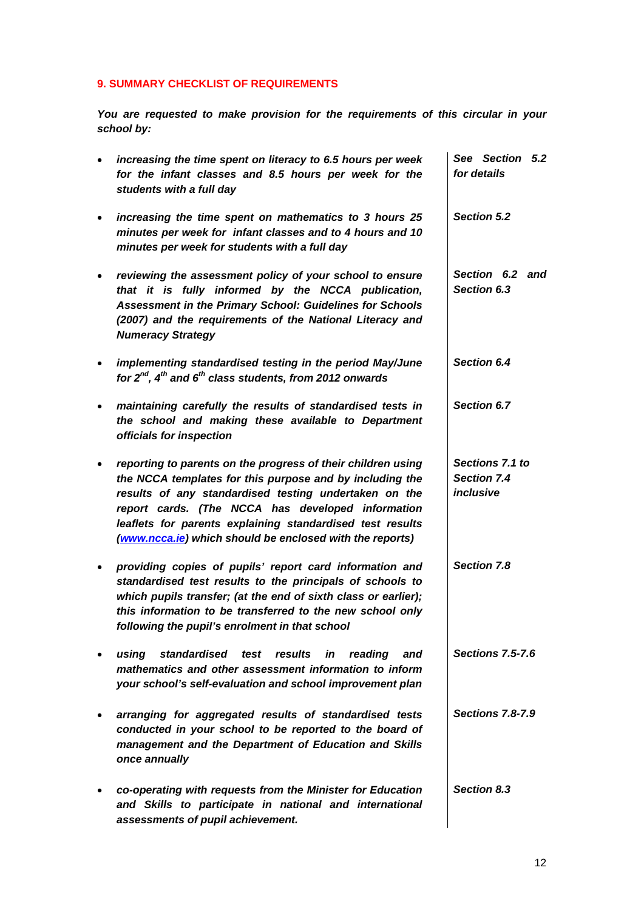## 9. SUMMARY CHECKLIST OF REQUIREMENTS

***You are requested to make provision for the requirements of this circular in your school by:***

| Requirement | Reference |
|---|---|
| • *increasing the time spent on literacy to 6.5 hours per week for the infant classes and 8.5 hours per week for the students with a full day* | *See Section 5.2 for details* |
| • *increasing the time spent on mathematics to 3 hours 25 minutes per week for infant classes and to 4 hours and 10 minutes per week for students with a full day* | *Section 5.2* |
| • *reviewing the assessment policy of your school to ensure that it is fully informed by the NCCA publication, Assessment in the Primary School: Guidelines for Schools (2007) and the requirements of the National Literacy and Numeracy Strategy* | *Section 6.2 and Section 6.3* |
| • *implementing standardised testing in the period May/June for 2nd, 4th and 6th class students, from 2012 onwards* | *Section 6.4* |
| • *maintaining carefully the results of standardised tests in the school and making these available to Department officials for inspection* | *Section 6.7* |
| • *reporting to parents on the progress of their children using the NCCA templates for this purpose and by including the results of any standardised testing undertaken on the report cards. (The NCCA has developed information leaflets for parents explaining standardised test results (www.ncca.ie) which should be enclosed with the reports)* | *Sections 7.1 to Section 7.4 inclusive* |
| • *providing copies of pupils' report card information and standardised test results to the principals of schools to which pupils transfer; (at the end of sixth class or earlier); this information to be transferred to the new school only following the pupil's enrolment in that school* | *Section 7.8* |
| • *using standardised test results in reading and mathematics and other assessment information to inform your school's self-evaluation and school improvement plan* | *Sections 7.5-7.6* |
| • *arranging for aggregated results of standardised tests conducted in your school to be reported to the board of management and the Department of Education and Skills once annually* | *Sections 7.8-7.9* |
| • *co-operating with requests from the Minister for Education and Skills to participate in national and international assessments of pupil achievement.* | *Section 8.3* |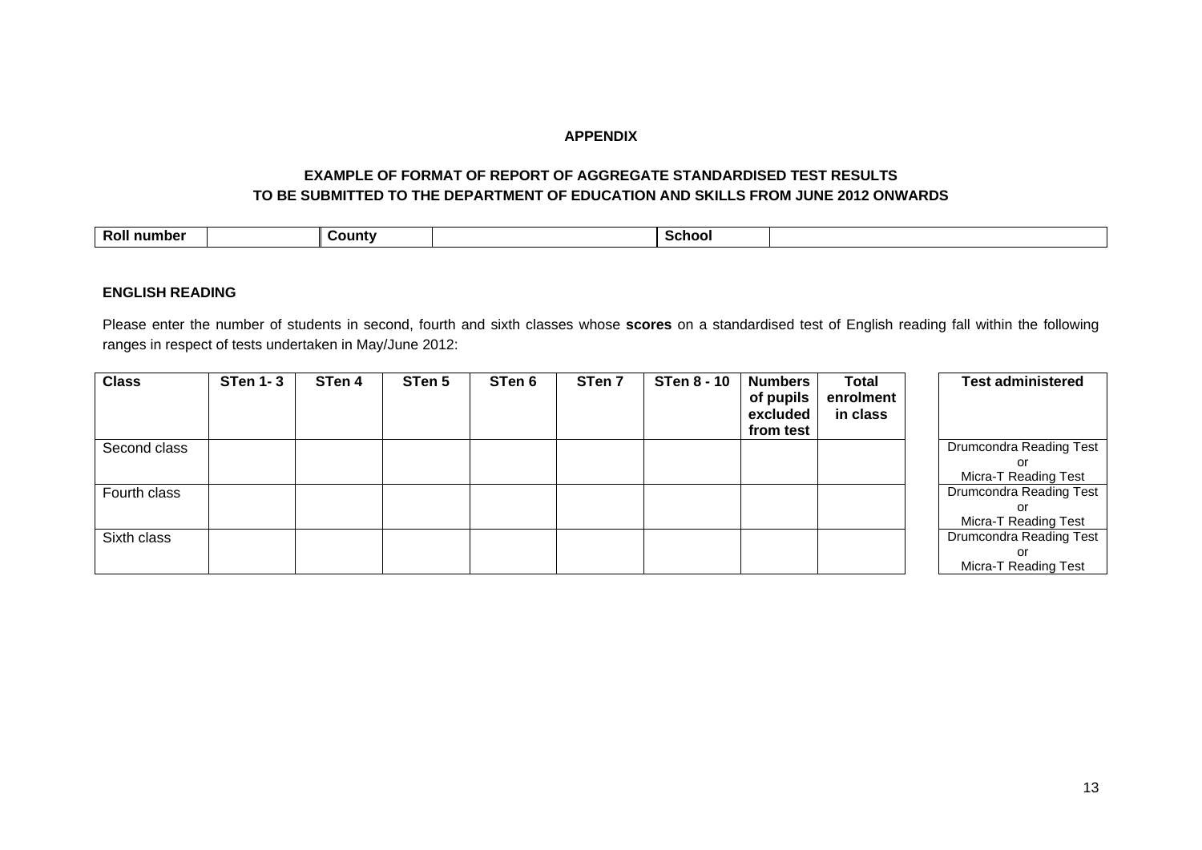## APPENDIX

### EXAMPLE OF FORMAT OF REPORT OF AGGREGATE STANDARDISED TEST RESULTS TO BE SUBMITTED TO THE DEPARTMENT OF EDUCATION AND SKILLS FROM JUNE 2012 ONWARDS

| **Roll number** | | **County** | | **School** | |
|---|---|---|---|---|---|

**ENGLISH READING**

Please enter the number of students in second, fourth and sixth classes whose **scores** on a standardised test of English reading fall within the following ranges in respect of tests undertaken in May/June 2012:

| **Class** | **STen 1- 3** | **STen 4** | **STen 5** | **STen 6** | **STen 7** | **STen 8 - 10** | **Numbers of pupils excluded from test** | **Total enrolment in class** | | **Test administered** |
|---|---|---|---|---|---|---|---|---|---|---|
| Second class | | | | | | | | | | Drumcondra Reading Test or Micra-T Reading Test |
| Fourth class | | | | | | | | | | Drumcondra Reading Test or Micra-T Reading Test |
| Sixth class | | | | | | | | | | Drumcondra Reading Test or Micra-T Reading Test |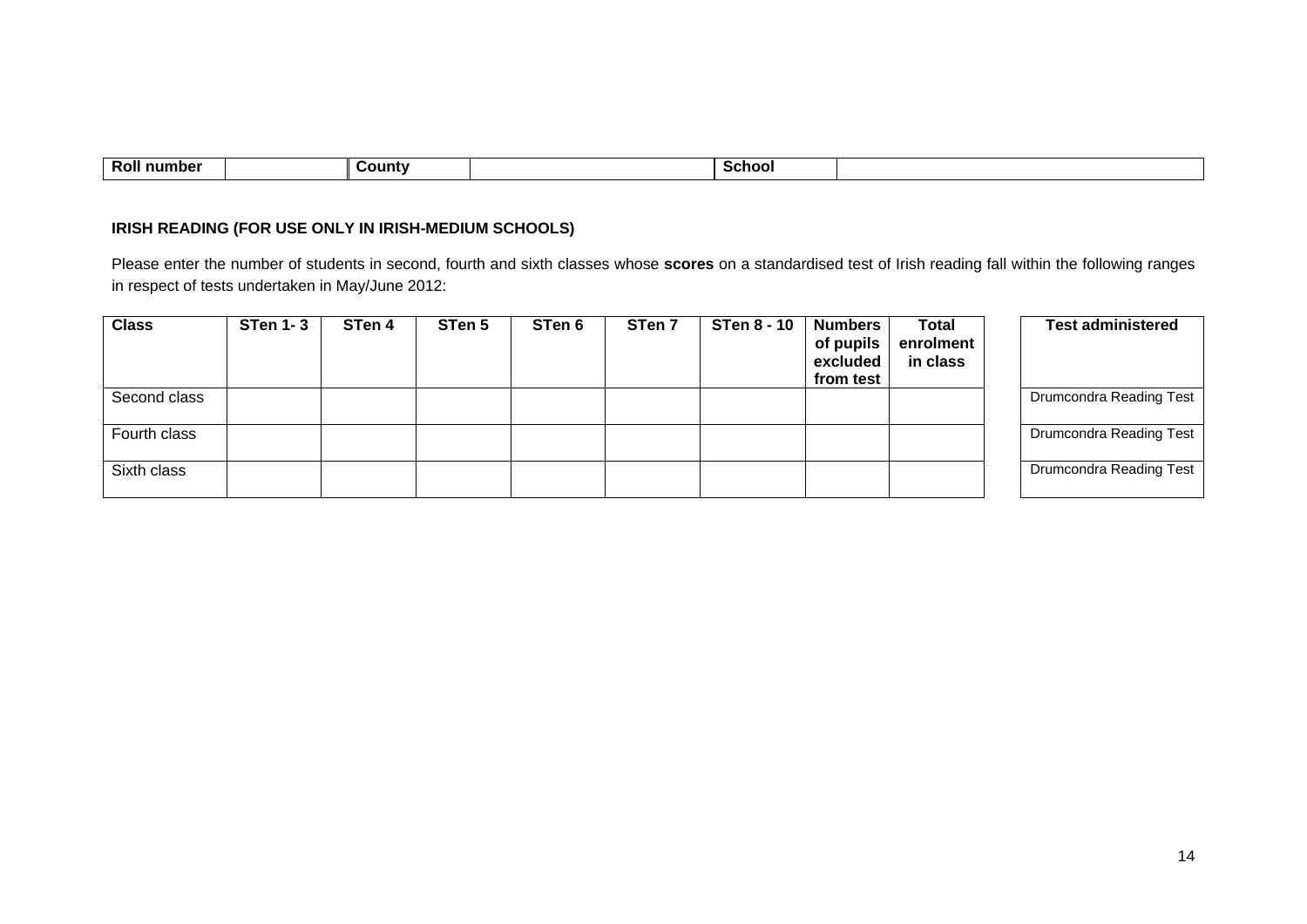| Roll number | | County | | School | |
|---|---|---|---|---|---|

**IRISH READING (FOR USE ONLY IN IRISH-MEDIUM SCHOOLS)**

Please enter the number of students in second, fourth and sixth classes whose **scores** on a standardised test of Irish reading fall within the following ranges in respect of tests undertaken in May/June 2012:

| Class | STen 1- 3 | STen 4 | STen 5 | STen 6 | STen 7 | STen 8 - 10 | Numbers of pupils excluded from test | Total enrolment in class | | Test administered |
|---|---|---|---|---|---|---|---|---|---|---|
| Second class | | | | | | | | | | Drumcondra Reading Test |
| Fourth class | | | | | | | | | | Drumcondra Reading Test |
| Sixth class | | | | | | | | | | Drumcondra Reading Test |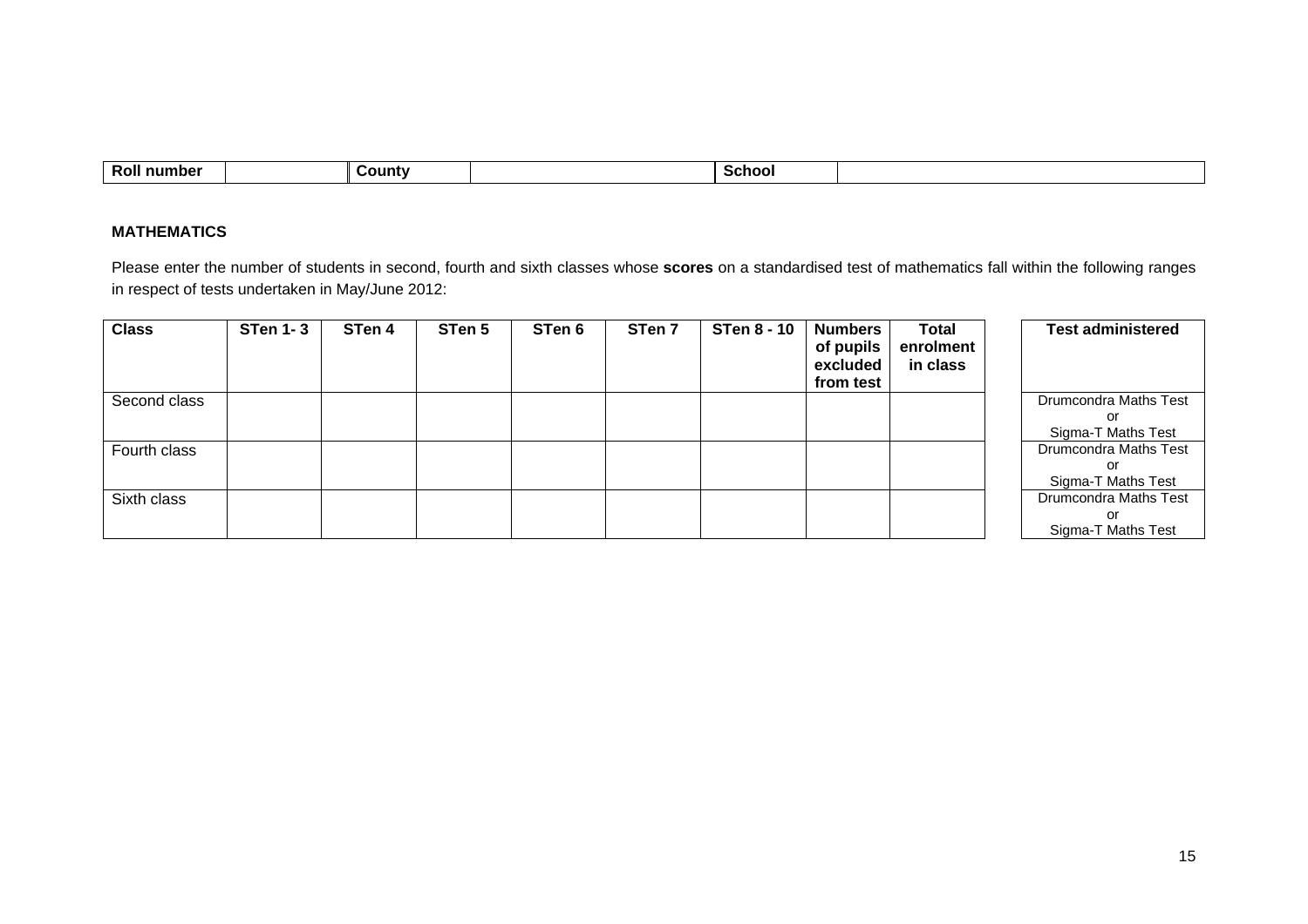| Roll number | | County | | School | |
|---|---|---|---|---|---|

**MATHEMATICS**

Please enter the number of students in second, fourth and sixth classes whose **scores** on a standardised test of mathematics fall within the following ranges in respect of tests undertaken in May/June 2012:

| Class | STen 1- 3 | STen 4 | STen 5 | STen 6 | STen 7 | STen 8 - 10 | Numbers of pupils excluded from test | Total enrolment in class | Test administered |
|---|---|---|---|---|---|---|---|---|---|
| Second class | | | | | | | | | Drumcondra Maths Test or Sigma-T Maths Test |
| Fourth class | | | | | | | | | Drumcondra Maths Test or Sigma-T Maths Test |
| Sixth class | | | | | | | | | Drumcondra Maths Test or Sigma-T Maths Test |